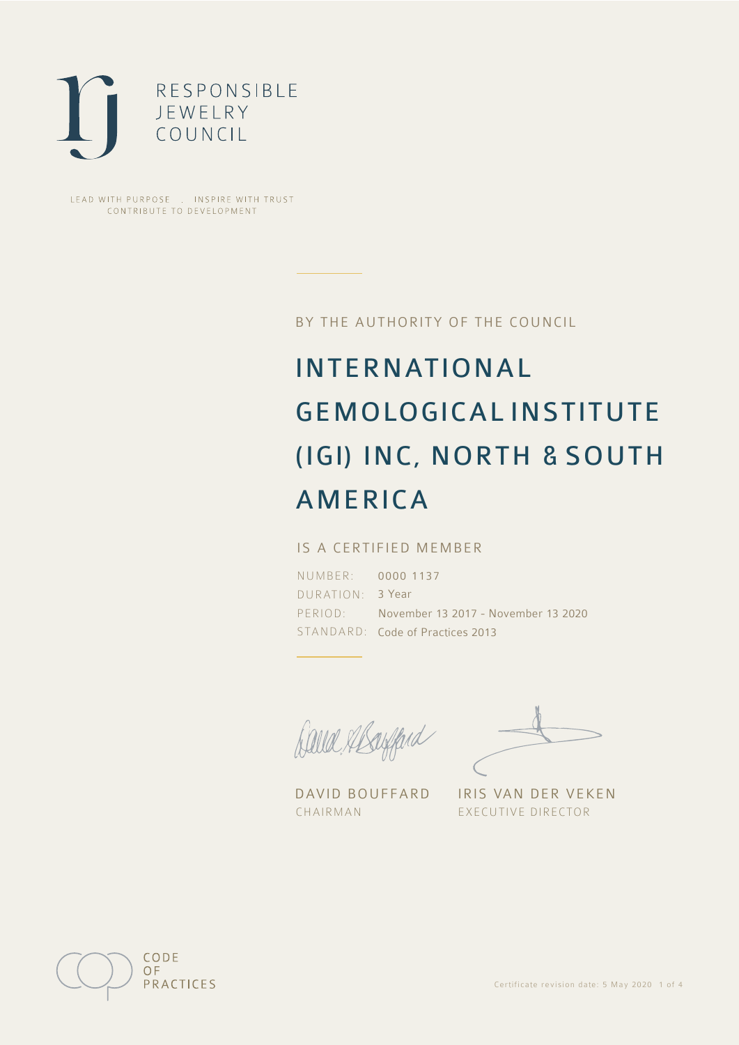RESPONSIBLE
JEWELRY
COUNCIL

LEAD WITH PURPOSE . INSPIRE WITH TRUST
CONTRIBUTE TO DEVELOPMENT

BY THE AUTHORITY OF THE COUNCIL

# INTERNATIONAL GEMOLOGICAL INSTITUTE (IGI) INC, NORTH & SOUTH AMERICA

IS A CERTIFIED MEMBER

| | |
|---|---|
| NUMBER: | 0000 1137 |
| DURATION: | 3 Year |
| PERIOD: | November 13 2017 - November 13 2020 |
| STANDARD: | Code of Practices 2013 |

DAVID BOUFFARD
CHAIRMAN

IRIS VAN DER VEKEN
EXECUTIVE DIRECTOR

CODE
OF
PRACTICES

Certificate revision date: 5 May 2020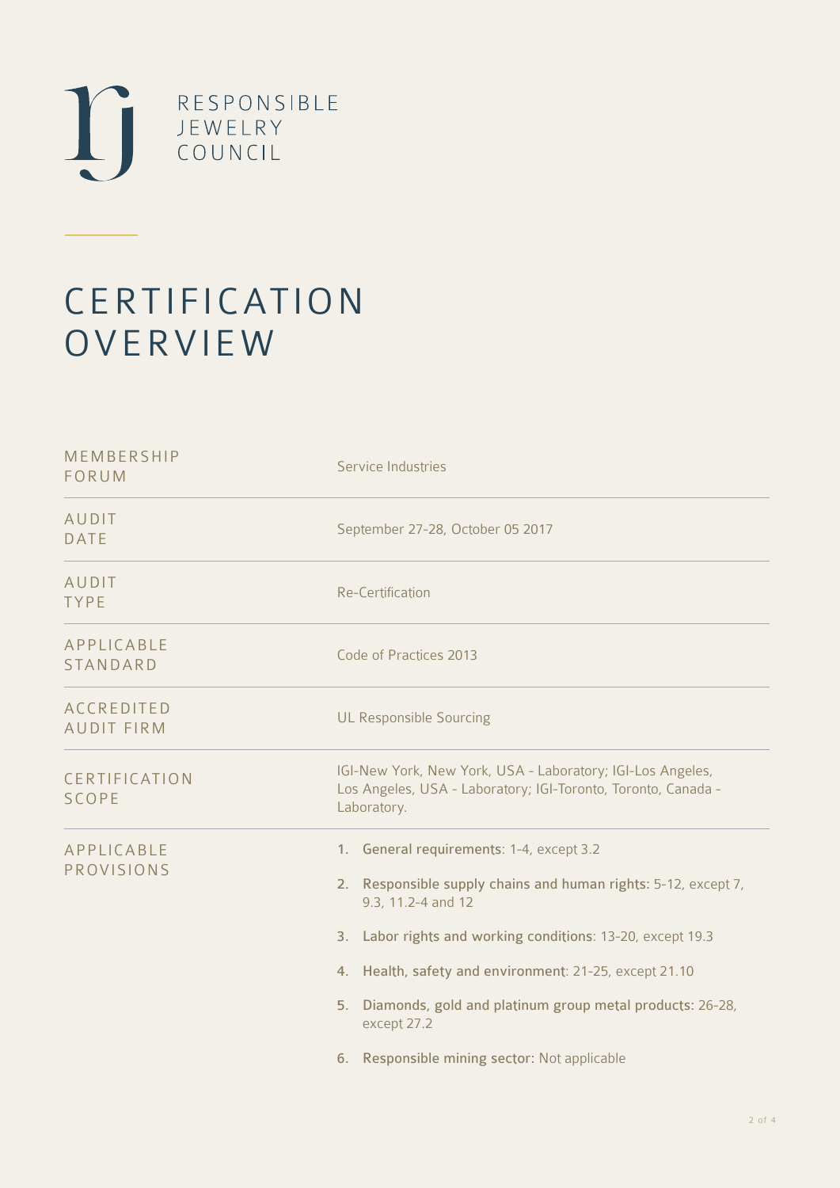RESPONSIBLE JEWELRY COUNCIL

# CERTIFICATION OVERVIEW

| | |
|---|---|
| MEMBERSHIP FORUM | Service Industries |
| AUDIT DATE | September 27-28, October 05 2017 |
| AUDIT TYPE | Re-Certification |
| APPLICABLE STANDARD | Code of Practices 2013 |
| ACCREDITED AUDIT FIRM | UL Responsible Sourcing |
| CERTIFICATION SCOPE | IGI-New York, New York, USA - Laboratory; IGI-Los Angeles, Los Angeles, USA - Laboratory; IGI-Toronto, Toronto, Canada - Laboratory. |
| APPLICABLE PROVISIONS | 1. **General requirements**: 1-4, except 3.2<br>2. **Responsible supply chains and human rights:** 5-12, except 7, 9.3, 11.2-4 and 12<br>3. **Labor rights and working conditions**: 13-20, except 19.3<br>4. **Health, safety and environment**: 21-25, except 21.10<br>5. **Diamonds, gold and platinum group metal products:** 26-28, except 27.2<br>6. **Responsible mining sector:** Not applicable |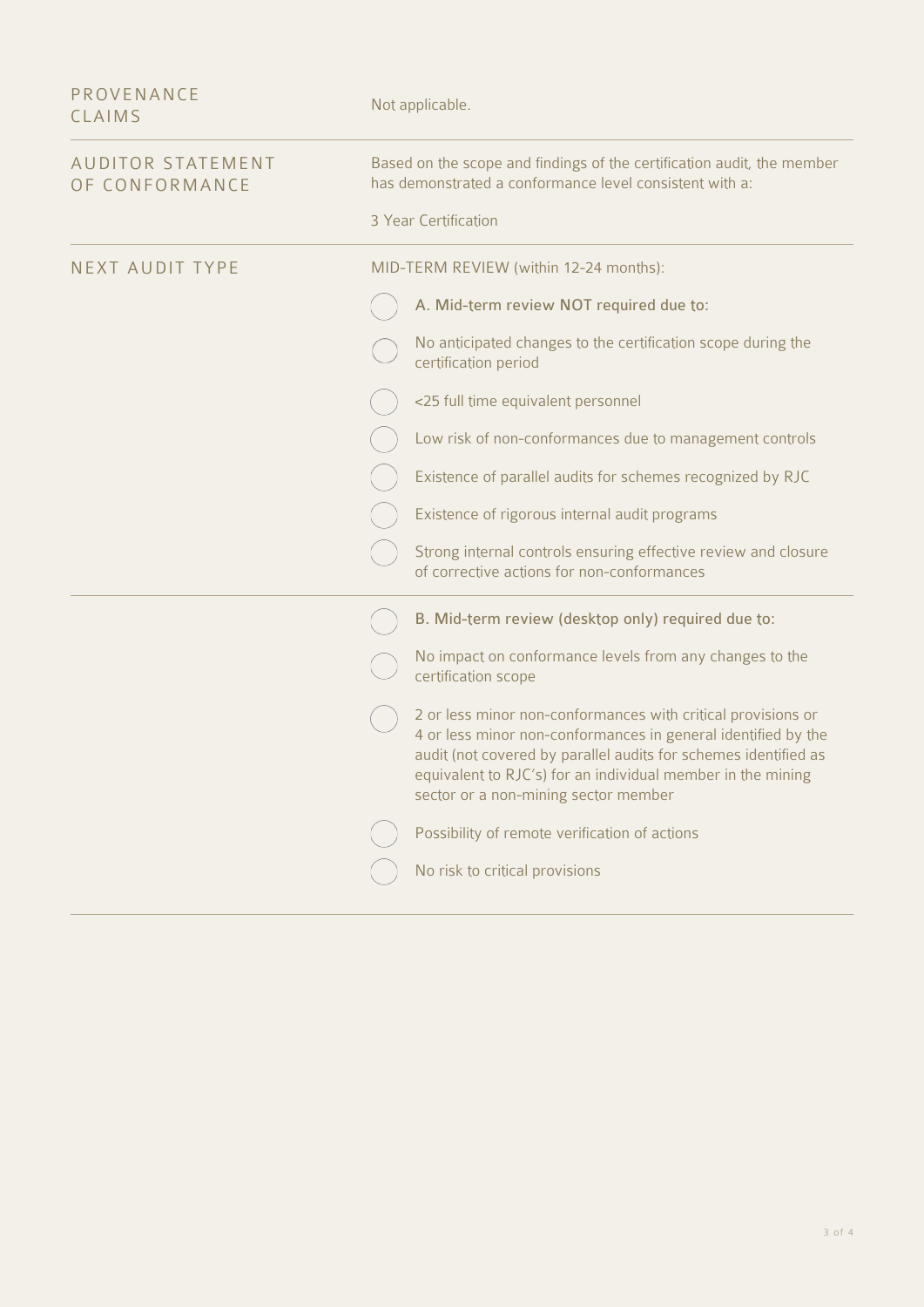| | |
|---|---|
| PROVENANCE CLAIMS | Not applicable. |
| AUDITOR STATEMENT OF CONFORMANCE | Based on the scope and findings of the certification audit, the member has demonstrated a conformance level consistent with a:<br><br>3 Year Certification |
| NEXT AUDIT TYPE | MID-TERM REVIEW (within 12-24 months): |

- ◯ **A. Mid-term review NOT required due to:**
- ◯ No anticipated changes to the certification scope during the certification period
- ◯ <25 full time equivalent personnel
- ◯ Low risk of non-conformances due to management controls
- ◯ Existence of parallel audits for schemes recognized by RJC
- ◯ Existence of rigorous internal audit programs
- ◯ Strong internal controls ensuring effective review and closure of corrective actions for non-conformances

---

- ◯ **B. Mid-term review (desktop only) required due to:**
- ◯ No impact on conformance levels from any changes to the certification scope
- ◯ 2 or less minor non-conformances with critical provisions or 4 or less minor non-conformances in general identified by the audit (not covered by parallel audits for schemes identified as equivalent to RJC's) for an individual member in the mining sector or a non-mining sector member
- ◯ Possibility of remote verification of actions
- ◯ No risk to critical provisions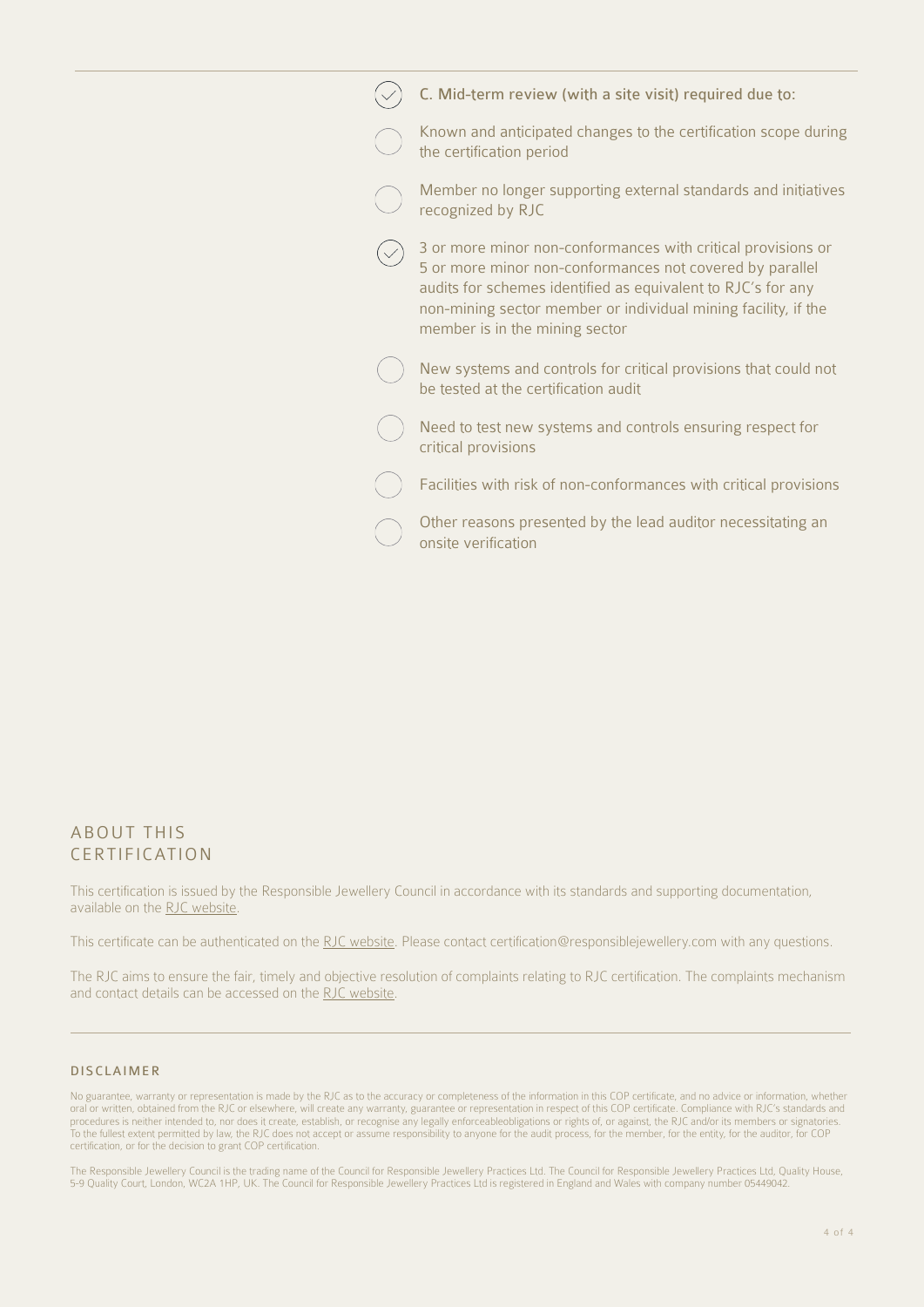- [x] C. Mid-term review (with a site visit) required due to:
- [ ] Known and anticipated changes to the certification scope during the certification period
- [ ] Member no longer supporting external standards and initiatives recognized by RJC
- [x] 3 or more minor non-conformances with critical provisions or 5 or more minor non-conformances not covered by parallel audits for schemes identified as equivalent to RJC's for any non-mining sector member or individual mining facility, if the member is in the mining sector
- [ ] New systems and controls for critical provisions that could not be tested at the certification audit
- [ ] Need to test new systems and controls ensuring respect for critical provisions
- [ ] Facilities with risk of non-conformances with critical provisions
- [ ] Other reasons presented by the lead auditor necessitating an onsite verification

## ABOUT THIS CERTIFICATION

This certification is issued by the Responsible Jewellery Council in accordance with its standards and supporting documentation, available on the RJC website.

This certificate can be authenticated on the RJC website. Please contact certification@responsiblejewellery.com with any questions.

The RJC aims to ensure the fair, timely and objective resolution of complaints relating to RJC certification. The complaints mechanism and contact details can be accessed on the RJC website.

### DISCLAIMER

No guarantee, warranty or representation is made by the RJC as to the accuracy or completeness of the information in this COP certificate, and no advice or information, whether oral or written, obtained from the RJC or elsewhere, will create any warranty, guarantee or representation in respect of this COP certificate. Compliance with RJC's standards and procedures is neither intended to, nor does it create, establish, or recognise any legally enforceableobligations or rights of, or against, the RJC and/or its members or signatories. To the fullest extent permitted by law, the RJC does not accept or assume responsibility to anyone for the audit process, for the member, for the entity, for the auditor, for COP certification, or for the decision to grant COP certification.

The Responsible Jewellery Council is the trading name of the Council for Responsible Jewellery Practices Ltd. The Council for Responsible Jewellery Practices Ltd, Quality House, 5-9 Quality Court, London, WC2A 1HP, UK. The Council for Responsible Jewellery Practices Ltd is registered in England and Wales with company number 05449042.